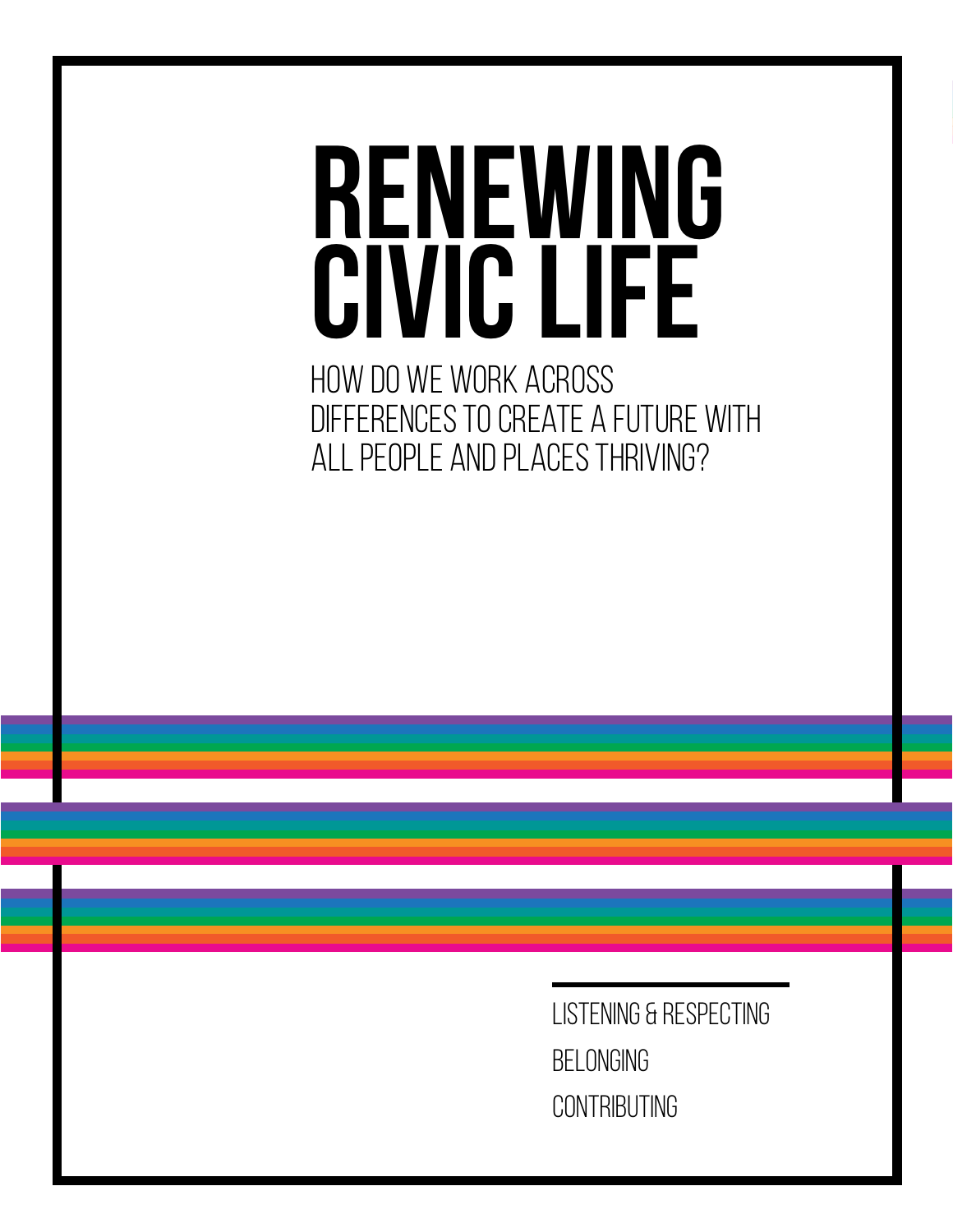# RENEWING CIVIC LIFE

HOW DO WE WORK ACROSS DIFFERENCES TO CREATE A FUTURE WITH ALL PEOPLE AND PLACES THRIVING?

LISTENING & RESPECTING

BELONGING

CONTRIBUTING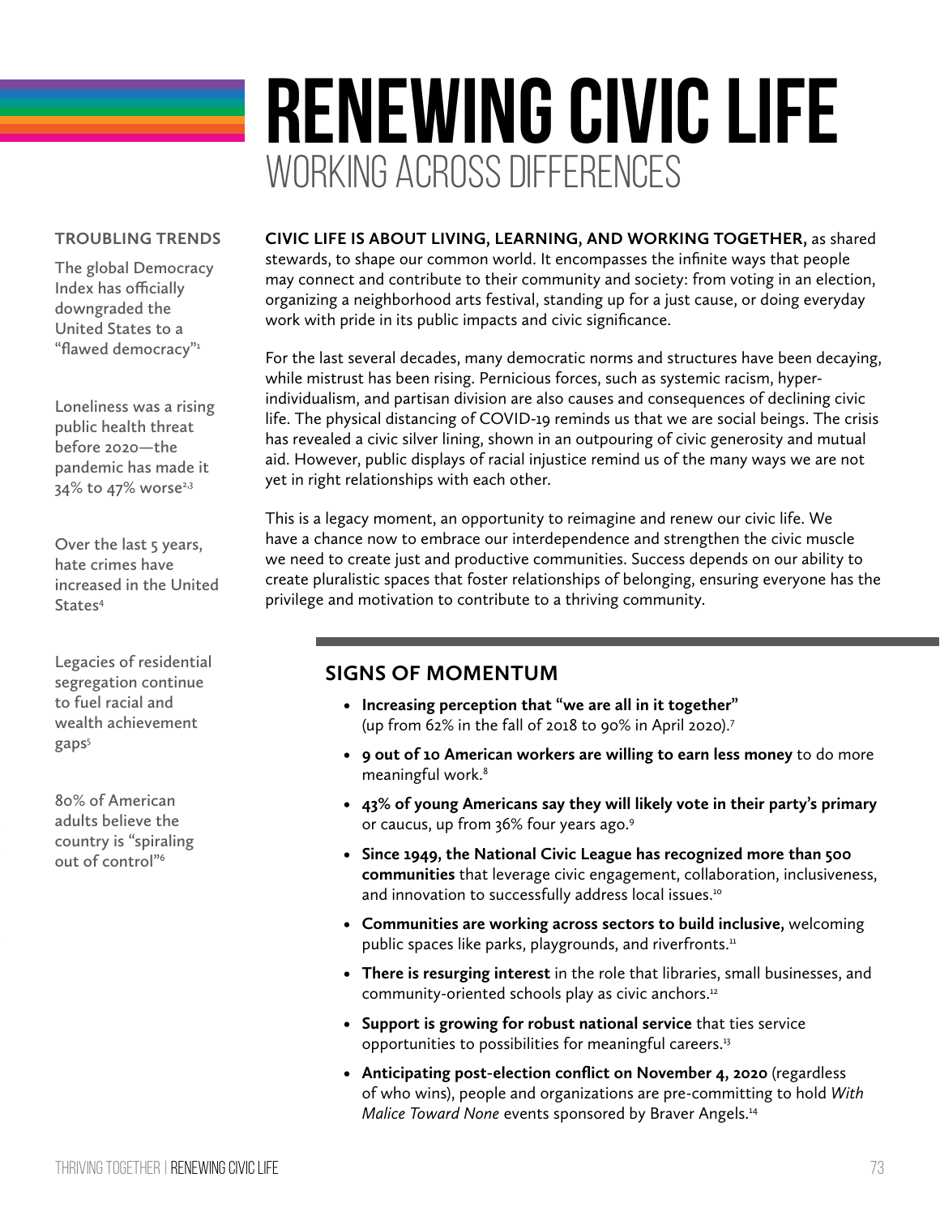# RENEWING CIVIC LIFE

## WORKING ACROSS DIFFERENCES

**CIVIC LIFE IS ABOUT LIVING, LEARNING, AND WORKING TOGETHER,** as shared stewards, to shape our common world. It encompasses the infinite ways that people may connect and contribute to their community and society: from voting in an election, organizing a neighborhood arts festival, standing up for a just cause, or doing everyday work with pride in its public impacts and civic significance.

For the last several decades, many democratic norms and structures have been decaying, while mistrust has been rising. Pernicious forces, such as systemic racism, hyper-individualism, and partisan division are also causes and consequences of declining civic life. The physical distancing of COVID-19 reminds us that we are social beings. The crisis has revealed a civic silver lining, shown in an outpouring of civic generosity and mutual aid. However, public displays of racial injustice remind us of the many ways we are not yet in right relationships with each other.

This is a legacy moment, an opportunity to reimagine and renew our civic life. We have a chance now to embrace our interdependence and strengthen the civic muscle we need to create just and productive communities. Success depends on our ability to create pluralistic spaces that foster relationships of belonging, ensuring everyone has the privilege and motivation to contribute to a thriving community.

### TROUBLING TRENDS

The global Democracy Index has officially downgraded the United States to a "flawed democracy"[1]

Loneliness was a rising public health threat before 2020—the pandemic has made it 34% to 47% worse[2,3]

Over the last 5 years, hate crimes have increased in the United States[4]

Legacies of residential segregation continue to fuel racial and wealth achievement gaps[5]

80% of American adults believe the country is "spiraling out of control"[6]

### SIGNS OF MOMENTUM

- **Increasing perception that "we are all in it together"** (up from 62% in the fall of 2018 to 90% in April 2020).[7]
- **9 out of 10 American workers are willing to earn less money** to do more meaningful work.[8]
- **43% of young Americans say they will likely vote in their party's primary** or caucus, up from 36% four years ago.[9]
- **Since 1949, the National Civic League has recognized more than 500 communities** that leverage civic engagement, collaboration, inclusiveness, and innovation to successfully address local issues.[10]
- **Communities are working across sectors to build inclusive,** welcoming public spaces like parks, playgrounds, and riverfronts.[11]
- **There is resurging interest** in the role that libraries, small businesses, and community-oriented schools play as civic anchors.[12]
- **Support is growing for robust national service** that ties service opportunities to possibilities for meaningful careers.[13]
- **Anticipating post-election conflict on November 4, 2020** (regardless of who wins), people and organizations are pre-committing to hold *With Malice Toward None* events sponsored by Braver Angels.[14]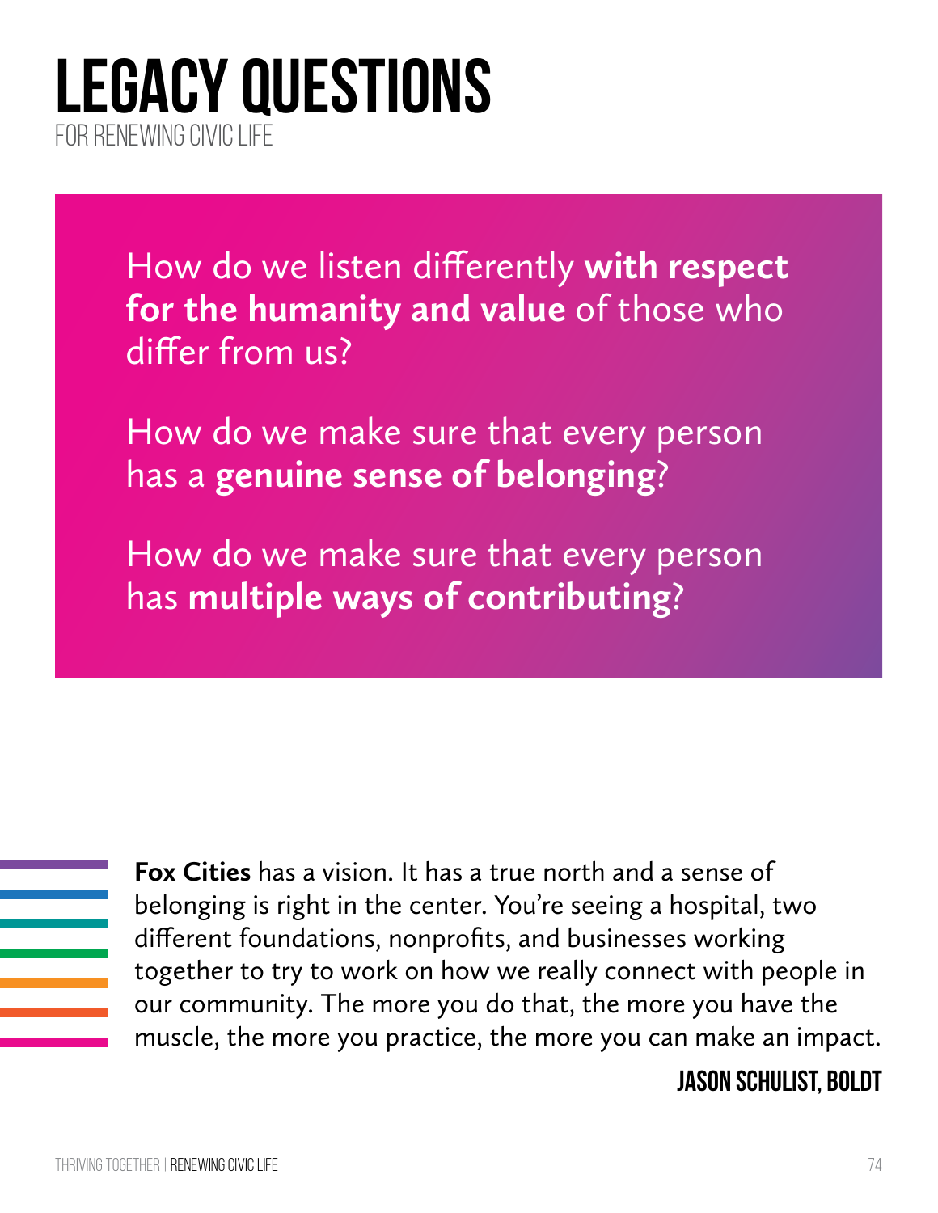# LEGACY QUESTIONS

FOR RENEWING CIVIC LIFE

How do we listen differently **with respect for the humanity and value** of those who differ from us?

How do we make sure that every person has a **genuine sense of belonging**?

How do we make sure that every person has **multiple ways of contributing**?

**Fox Cities** has a vision. It has a true north and a sense of belonging is right in the center. You're seeing a hospital, two different foundations, nonprofits, and businesses working together to try to work on how we really connect with people in our community. The more you do that, the more you have the muscle, the more you practice, the more you can make an impact.

**JASON SCHULIST, BOLDT**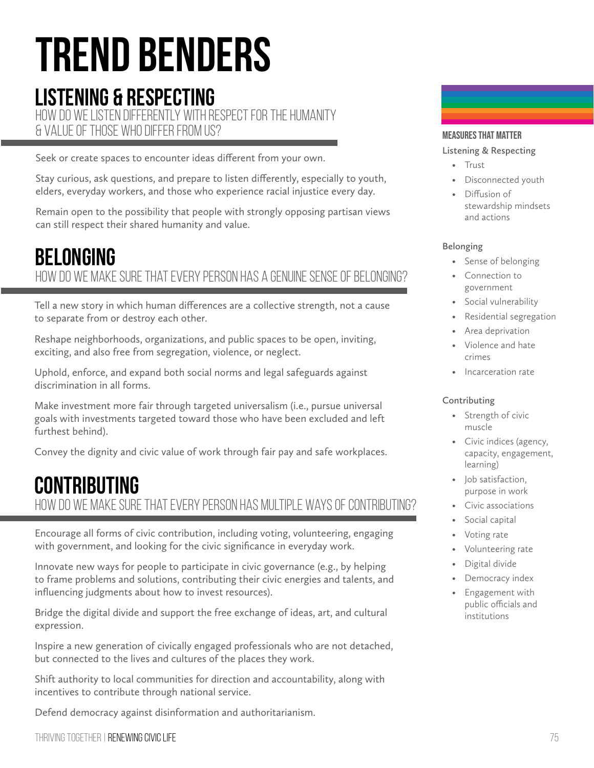# TREND BENDERS

## LISTENING & RESPECTING

HOW DO WE LISTEN DIFFERENTLY WITH RESPECT FOR THE HUMANITY & VALUE OF THOSE WHO DIFFER FROM US?

Seek or create spaces to encounter ideas different from your own.

Stay curious, ask questions, and prepare to listen differently, especially to youth, elders, everyday workers, and those who experience racial injustice every day.

Remain open to the possibility that people with strongly opposing partisan views can still respect their shared humanity and value.

## BELONGING

HOW DO WE MAKE SURE THAT EVERY PERSON HAS A GENUINE SENSE OF BELONGING?

Tell a new story in which human differences are a collective strength, not a cause to separate from or destroy each other.

Reshape neighborhoods, organizations, and public spaces to be open, inviting, exciting, and also free from segregation, violence, or neglect.

Uphold, enforce, and expand both social norms and legal safeguards against discrimination in all forms.

Make investment more fair through targeted universalism (i.e., pursue universal goals with investments targeted toward those who have been excluded and left furthest behind).

Convey the dignity and civic value of work through fair pay and safe workplaces.

## CONTRIBUTING

HOW DO WE MAKE SURE THAT EVERY PERSON HAS MULTIPLE WAYS OF CONTRIBUTING?

Encourage all forms of civic contribution, including voting, volunteering, engaging with government, and looking for the civic significance in everyday work.

Innovate new ways for people to participate in civic governance (e.g., by helping to frame problems and solutions, contributing their civic energies and talents, and influencing judgments about how to invest resources).

Bridge the digital divide and support the free exchange of ideas, art, and cultural expression.

Inspire a new generation of civically engaged professionals who are not detached, but connected to the lives and cultures of the places they work.

Shift authority to local communities for direction and accountability, along with incentives to contribute through national service.

Defend democracy against disinformation and authoritarianism.

### MEASURES THAT MATTER

Listening & Respecting

- Trust
- Disconnected youth
- Diffusion of stewardship mindsets and actions

Belonging

- Sense of belonging
- Connection to government
- Social vulnerability
- Residential segregation
- Area deprivation
- Violence and hate crimes
- Incarceration rate

Contributing

- Strength of civic muscle
- Civic indices (agency, capacity, engagement, learning)
- Job satisfaction, purpose in work
- Civic associations
- Social capital
- Voting rate
- Volunteering rate
- Digital divide
- Democracy index
- Engagement with public officials and institutions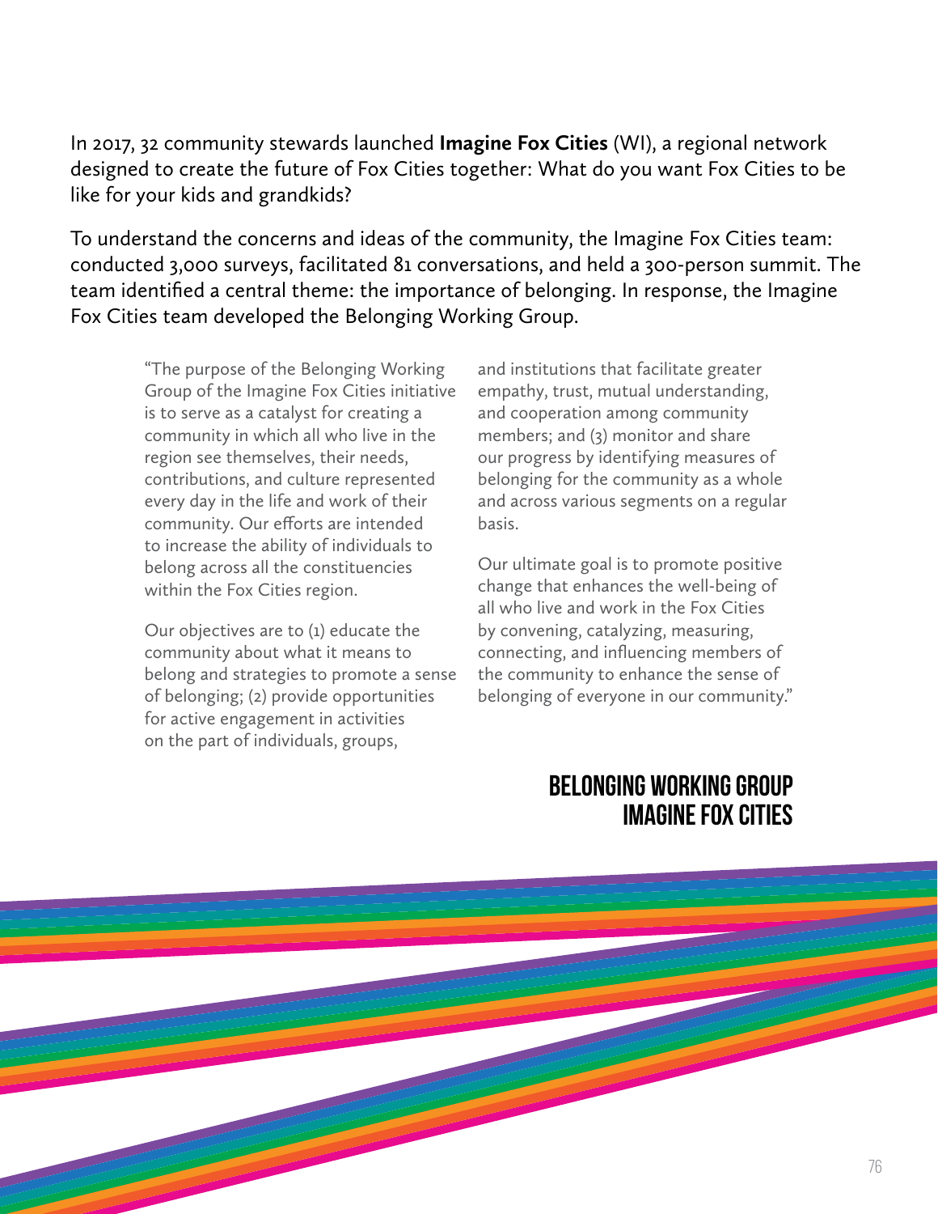In 2017, 32 community stewards launched **Imagine Fox Cities** (WI), a regional network designed to create the future of Fox Cities together: What do you want Fox Cities to be like for your kids and grandkids?

To understand the concerns and ideas of the community, the Imagine Fox Cities team: conducted 3,000 surveys, facilitated 81 conversations, and held a 300-person summit. The team identified a central theme: the importance of belonging. In response, the Imagine Fox Cities team developed the Belonging Working Group.

> "The purpose of the Belonging Working Group of the Imagine Fox Cities initiative is to serve as a catalyst for creating a community in which all who live in the region see themselves, their needs, contributions, and culture represented every day in the life and work of their community. Our efforts are intended to increase the ability of individuals to belong across all the constituencies within the Fox Cities region.
>
> Our objectives are to (1) educate the community about what it means to belong and strategies to promote a sense of belonging; (2) provide opportunities for active engagement in activities on the part of individuals, groups, and institutions that facilitate greater empathy, trust, mutual understanding, and cooperation among community members; and (3) monitor and share our progress by identifying measures of belonging for the community as a whole and across various segments on a regular basis.
>
> Our ultimate goal is to promote positive change that enhances the well-being of all who live and work in the Fox Cities by convening, catalyzing, measuring, connecting, and influencing members of the community to enhance the sense of belonging of everyone in our community."

**BELONGING WORKING GROUP**
**IMAGINE FOX CITIES**